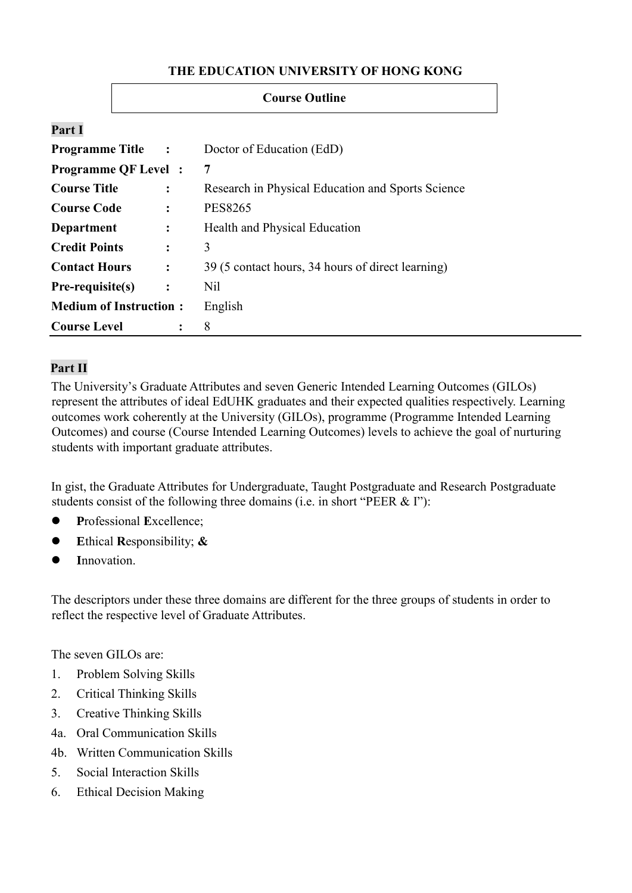**THE EDUCATION UNIVERSITY OF HONG KONG**

**Course Outline**

**Part I**

| | | |
|---|---|---|
| **Programme Title** | **:** | Doctor of Education (EdD) |
| **Programme QF Level** | **:** | **7** |
| **Course Title** | **:** | Research in Physical Education and Sports Science |
| **Course Code** | **:** | PES8265 |
| **Department** | **:** | Health and Physical Education |
| **Credit Points** | **:** | 3 |
| **Contact Hours** | **:** | 39 (5 contact hours, 34 hours of direct learning) |
| **Pre-requisite(s)** | **:** | Nil |
| **Medium of Instruction** | **:** | English |
| **Course Level** | **:** | 8 |

**Part II**

The University's Graduate Attributes and seven Generic Intended Learning Outcomes (GILOs) represent the attributes of ideal EdUHK graduates and their expected qualities respectively. Learning outcomes work coherently at the University (GILOs), programme (Programme Intended Learning Outcomes) and course (Course Intended Learning Outcomes) levels to achieve the goal of nurturing students with important graduate attributes.

In gist, the Graduate Attributes for Undergraduate, Taught Postgraduate and Research Postgraduate students consist of the following three domains (i.e. in short "PEER & I"):

- **P**rofessional **E**xcellence;
- **E**thical **R**esponsibility; **&**
- **I**nnovation.

The descriptors under these three domains are different for the three groups of students in order to reflect the respective level of Graduate Attributes.

The seven GILOs are:

1. Problem Solving Skills
2. Critical Thinking Skills
3. Creative Thinking Skills

4a. Oral Communication Skills

4b. Written Communication Skills

5. Social Interaction Skills
6. Ethical Decision Making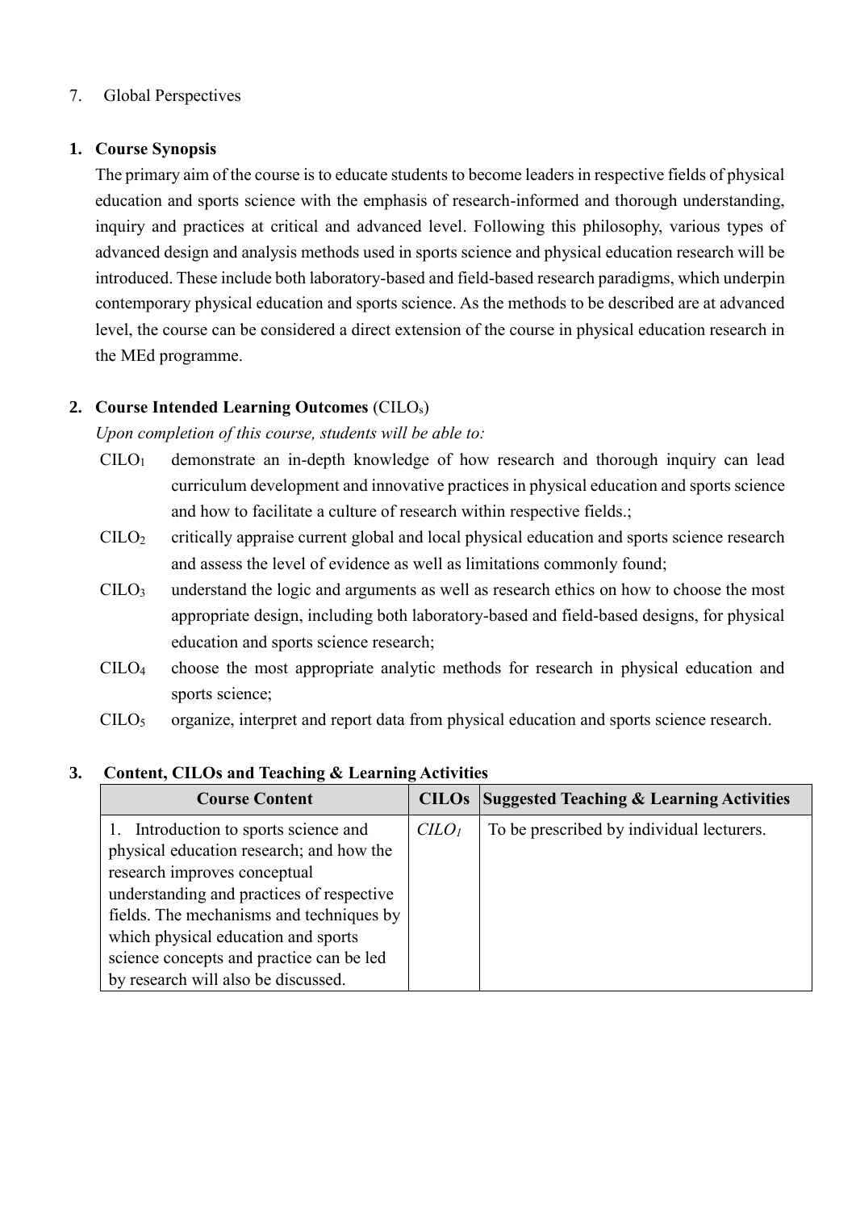7. Global Perspectives

## 1. Course Synopsis

The primary aim of the course is to educate students to become leaders in respective fields of physical education and sports science with the emphasis of research-informed and thorough understanding, inquiry and practices at critical and advanced level. Following this philosophy, various types of advanced design and analysis methods used in sports science and physical education research will be introduced. These include both laboratory-based and field-based research paradigms, which underpin contemporary physical education and sports science. As the methods to be described are at advanced level, the course can be considered a direct extension of the course in physical education research in the MEd programme.

## 2. Course Intended Learning Outcomes (CILOs)

*Upon completion of this course, students will be able to:*

- $CILO_1$ demonstrate an in-depth knowledge of how research and thorough inquiry can lead curriculum development and innovative practices in physical education and sports science and how to facilitate a culture of research within respective fields.;
- $CILO_2$ critically appraise current global and local physical education and sports science research and assess the level of evidence as well as limitations commonly found;
- $CILO_3$ understand the logic and arguments as well as research ethics on how to choose the most appropriate design, including both laboratory-based and field-based designs, for physical education and sports science research;
- $CILO_4$ choose the most appropriate analytic methods for research in physical education and sports science;
- $CILO_5$ organize, interpret and report data from physical education and sports science research.

## 3. Content, CILOs and Teaching & Learning Activities

| Course Content | CILOs | Suggested Teaching & Learning Activities |
|---|---|---|
| 1. Introduction to sports science and physical education research; and how the research improves conceptual understanding and practices of respective fields. The mechanisms and techniques by which physical education and sports science concepts and practice can be led by research will also be discussed. | $CILO_1$ | To be prescribed by individual lecturers. |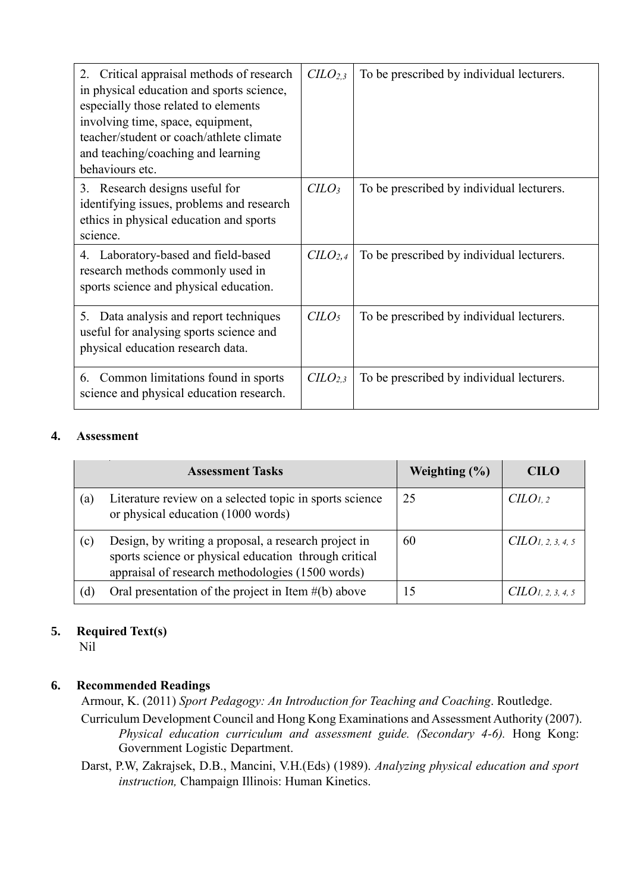| | | |
|---|---|---|
| 2. Critical appraisal methods of research in physical education and sports science, especially those related to elements involving time, space, equipment, teacher/student or coach/athlete climate and teaching/coaching and learning behaviours etc. | *CILO*$_{2,3}$ | To be prescribed by individual lecturers. |
| 3. Research designs useful for identifying issues, problems and research ethics in physical education and sports science. | *CILO*$_{3}$ | To be prescribed by individual lecturers. |
| 4. Laboratory-based and field-based research methods commonly used in sports science and physical education. | *CILO*$_{2,4}$ | To be prescribed by individual lecturers. |
| 5. Data analysis and report techniques useful for analysing sports science and physical education research data. | *CILO*$_{5}$ | To be prescribed by individual lecturers. |
| 6. Common limitations found in sports science and physical education research. | *CILO*$_{2,3}$ | To be prescribed by individual lecturers. |

## 4. Assessment

| | Assessment Tasks | Weighting (%) | CILO |
|---|---|---|---|
| (a) | Literature review on a selected topic in sports science or physical education (1000 words) | 25 | *CILO*$_{1,2}$ |
| (c) | Design, by writing a proposal, a research project in sports science or physical education through critical appraisal of research methodologies (1500 words) | 60 | *CILO*$_{1,2,3,4,5}$ |
| (d) | Oral presentation of the project in Item #(b) above | 15 | *CILO*$_{1,2,3,4,5}$ |

## 5. Required Text(s)

Nil

## 6. Recommended Readings

Armour, K. (2011) *Sport Pedagogy: An Introduction for Teaching and Coaching*. Routledge.

Curriculum Development Council and Hong Kong Examinations and Assessment Authority (2007). *Physical education curriculum and assessment guide. (Secondary 4-6).* Hong Kong: Government Logistic Department.

Darst, P.W, Zakrajsek, D.B., Mancini, V.H.(Eds) (1989). *Analyzing physical education and sport instruction,* Champaign Illinois: Human Kinetics.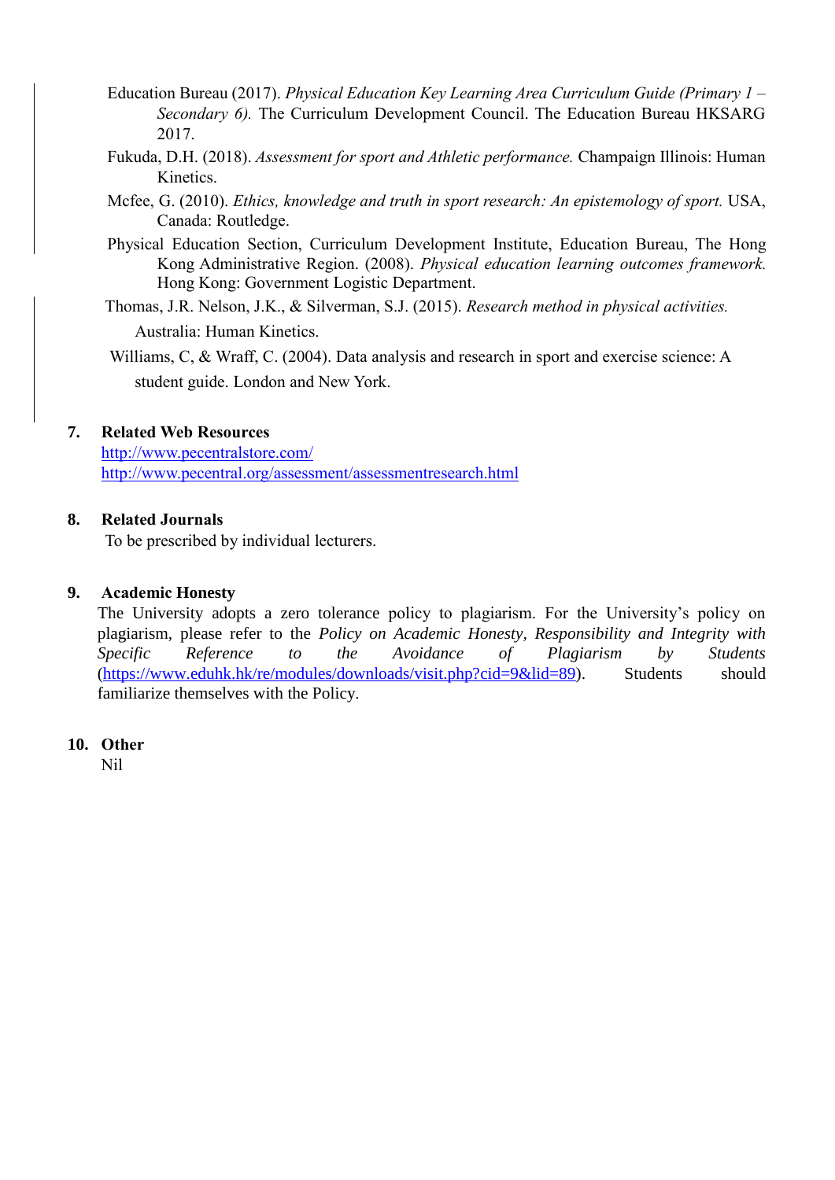Education Bureau (2017). *Physical Education Key Learning Area Curriculum Guide (Primary 1 – Secondary 6).* The Curriculum Development Council. The Education Bureau HKSARG 2017.

Fukuda, D.H. (2018). *Assessment for sport and Athletic performance.* Champaign Illinois: Human Kinetics.

Mcfee, G. (2010). *Ethics, knowledge and truth in sport research: An epistemology of sport.* USA, Canada: Routledge.

Physical Education Section, Curriculum Development Institute, Education Bureau, The Hong Kong Administrative Region. (2008). *Physical education learning outcomes framework.* Hong Kong: Government Logistic Department.

Thomas, J.R. Nelson, J.K., & Silverman, S.J. (2015). *Research method in physical activities.* Australia: Human Kinetics.

Williams, C, & Wraff, C. (2004). Data analysis and research in sport and exercise science: A student guide. London and New York.

## 7. Related Web Resources

http://www.pecentralstore.com/
http://www.pecentral.org/assessment/assessmentresearch.html

## 8. Related Journals

To be prescribed by individual lecturers.

## 9. Academic Honesty

The University adopts a zero tolerance policy to plagiarism. For the University's policy on plagiarism, please refer to the *Policy on Academic Honesty, Responsibility and Integrity with Specific Reference to the Avoidance of Plagiarism by Students* (https://www.eduhk.hk/re/modules/downloads/visit.php?cid=9&lid=89). Students should familiarize themselves with the Policy.

## 10. Other

Nil